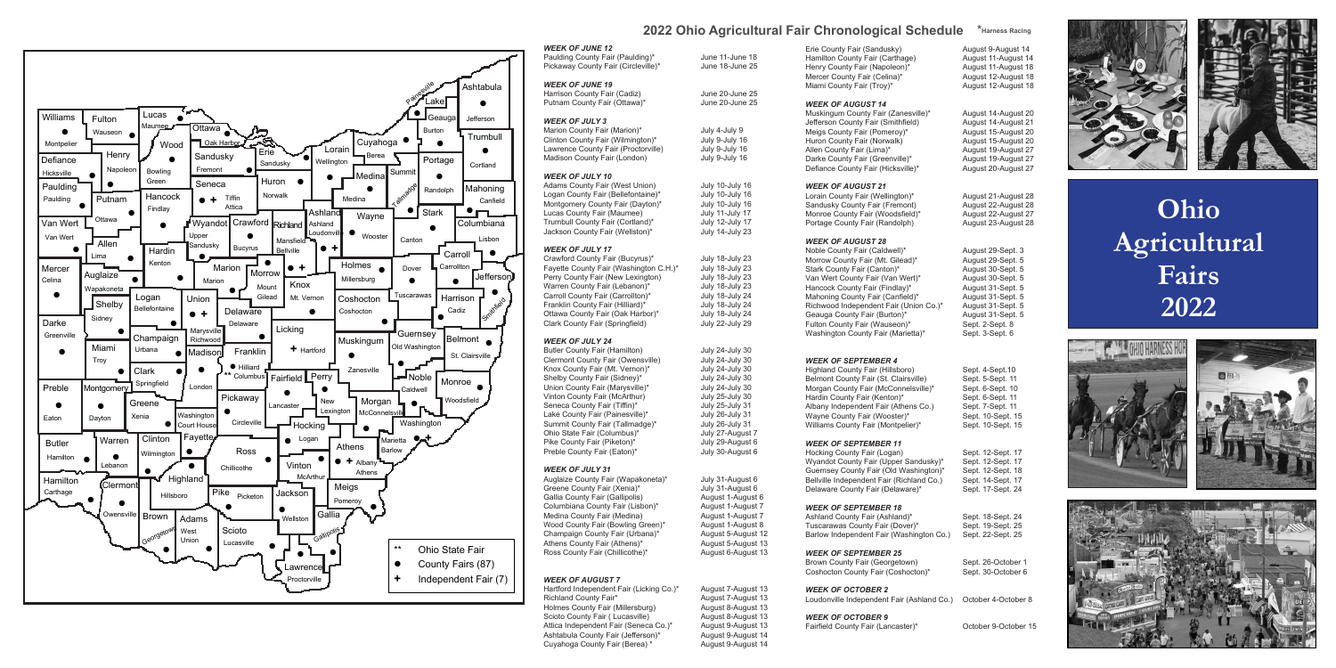# 2022 Ohio Agricultural Fair Chronological Schedule

*Harness Racing

**Ohio Agricultural Fairs 2022**

Map legend:
- ** Ohio State Fair
- ● County Fairs (87)
- + Independent Fair (7)

### WEEK OF JUNE 12

| Fair | Dates |
|---|---|
| Paulding County Fair (Paulding)* | June 11-June 18 |
| Pickaway County Fair (Circleville)* | June 18-June 25 |

### WEEK OF JUNE 19

| Fair | Dates |
|---|---|
| Harrison County Fair (Cadiz) | June 20-June 25 |
| Putnam County Fair (Ottawa)* | June 20-June 25 |

### WEEK OF JULY 3

| Fair | Dates |
|---|---|
| Marion County Fair (Marion)* | July 4-July 9 |
| Clinton County Fair (Wilmington)* | July 9-July 16 |
| Lawrence County Fair (Proctorville) | July 9-July 16 |
| Madison County Fair (London) | July 9-July 16 |

### WEEK OF JULY 10

| Fair | Dates |
|---|---|
| Adams County Fair (West Union) | July 10-July 16 |
| Logan County Fair (Bellefontaine)* | July 10-July 16 |
| Montgomery County Fair (Dayton)* | July 10-July 16 |
| Lucas County Fair (Maumee) | July 11-July 17 |
| Trumbull County Fair (Cortland)* | July 12-July 17 |
| Jackson County Fair (Wellston)* | July 14-July 23 |

### WEEK OF JULY 17

| Fair | Dates |
|---|---|
| Crawford County Fair (Bucyrus)* | July 18-July 23 |
| Fayette County Fair (Washington C.H.)* | July 18-July 23 |
| Perry County Fair (New Lexington) | July 18-July 23 |
| Warren County Fair (Lebanon)* | July 18-July 23 |
| Carroll County Fair (Carrollton)* | July 18-July 24 |
| Franklin County Fair (Hilliard)* | July 18-July 24 |
| Ottawa County Fair (Oak Harbor)* | July 18-July 24 |
| Clark County Fair (Springfield) | July 22-July 29 |

### WEEK OF JULY 24

| Fair | Dates |
|---|---|
| Butler County Fair (Hamilton) | July 24-July 30 |
| Clermont County Fair (Owensville) | July 24-July 30 |
| Knox County Fair (Mt. Vernon)* | July 24-July 30 |
| Shelby County Fair (Sidney)* | July 24-July 30 |
| Union County Fair (Marysville)* | July 24-July 30 |
| Vinton County Fair (McArthur) | July 25-July 30 |
| Seneca County Fair (Tiffin)* | July 25-July 31 |
| Lake County Fair (Painesville)* | July 26-July 31 |
| Summit County Fair (Tallmadge)* | July 26-July 31 |
| Ohio State Fair (Columbus)* | July 27-August 7 |
| Pike County Fair (Piketon)* | July 29-August 6 |
| Preble County Fair (Eaton)* | July 30-August 6 |

### WEEK OF JULY 31

| Fair | Dates |
|---|---|
| Auglaize County Fair (Wapakoneta)* | July 31-August 6 |
| Greene County Fair (Xenia)* | July 31-August 6 |
| Gallia County Fair (Gallipolis) | August 1-August 6 |
| Columbiana County Fair (Lisbon)* | August 1-August 7 |
| Medina County Fair (Medina) | August 1-August 7 |
| Wood County Fair (Bowling Green)* | August 1-August 8 |
| Champaign County Fair (Urbana)* | August 5-August 12 |
| Athens County Fair (Athens)* | August 5-August 13 |
| Ross County Fair (Chillicothe)* | August 6-August 13 |

### WEEK OF AUGUST 7

| Fair | Dates |
|---|---|
| Hartford Independent Fair (Licking Co.)* | August 7-August 13 |
| Richland County Fair* | August 7-August 13 |
| Holmes County Fair (Millersburg) | August 8-August 13 |
| Scioto County Fair ( Lucasville) | August 8-August 13 |
| Attica Independent Fair (Seneca Co.)* | August 9-August 13 |
| Ashtabula County Fair (Jefferson)* | August 9-August 14 |
| Cuyahoga County Fair (Berea) * | August 9-August 14 |
| Erie County Fair (Sandusky) | August 9-August 14 |
| Hamilton County Fair (Carthage) | August 11-August 14 |
| Henry County Fair (Napoleon)* | August 11-August 18 |
| Mercer County Fair (Celina)* | August 12-August 18 |
| Miami County Fair (Troy)* | August 12-August 18 |

### WEEK OF AUGUST 14

| Fair | Dates |
|---|---|
| Muskingum County Fair (Zanesville)* | August 14-August 20 |
| Jefferson County Fair (Smithfield) | August 14-August 21 |
| Meigs County Fair (Pomeroy)* | August 15-August 20 |
| Huron County Fair (Norwalk) | August 15-August 20 |
| Allen County Fair (Lima)* | August 19-August 27 |
| Darke County Fair (Greenville)* | August 19-August 27 |
| Defiance County Fair (Hicksville)* | August 20-August 27 |

### WEEK OF AUGUST 21

| Fair | Dates |
|---|---|
| Lorain County Fair (Wellington)* | August 21-August 28 |
| Sandusky County Fair (Fremont) | August 22-August 28 |
| Monroe County Fair (Woodsfield)* | August 22-August 27 |
| Portage County Fair (Randolph) | August 23-August 28 |

### WEEK OF AUGUST 28

| Fair | Dates |
|---|---|
| Noble County Fair (Caldwell)* | August 29-Sept. 3 |
| Morrow County Fair (Mt. Gilead)* | August 29-Sept. 5 |
| Stark County Fair (Canton)* | August 30-Sept. 5 |
| Van Wert County Fair (Van Wert)* | August 30-Sept. 5 |
| Hancock County Fair (Findlay)* | August 31-Sept. 5 |
| Mahoning County Fair (Canfield)* | August 31-Sept. 5 |
| Richwood Independent Fair (Union Co.)* | August 31-Sept. 5 |
| Geauga County Fair (Burton)* | August 31-Sept. 5 |
| Fulton County Fair (Wauseon)* | Sept. 2-Sept. 8 |
| Washington County Fair (Marietta)* | Sept. 3-Sept. 6 |

### WEEK OF SEPTEMBER 4

| Fair | Dates |
|---|---|
| Highland County Fair (Hillsboro) | Sept. 4-Sept.10 |
| Belmont County Fair (St. Clairsville) | Sept. 5-Sept. 11 |
| Morgan County Fair (McConnelsville)* | Sept. 6-Sept. 10 |
| Hardin County Fair (Kenton)* | Sept. 6-Sept. 11 |
| Albany Independent Fair (Athens Co.) | Sept. 7-Sept. 11 |
| Wayne County Fair (Wooster)* | Sept. 10-Sept. 15 |
| Williams County Fair (Montpelier)* | Sept. 10-Sept. 15 |

### WEEK OF SEPTEMBER 11

| Fair | Dates |
|---|---|
| Hocking County Fair (Logan) | Sept. 12-Sept. 17 |
| Wyandot County Fair (Upper Sandusky)* | Sept. 12-Sept. 17 |
| Guernsey County Fair (Old Washington)* | Sept. 12-Sept. 18 |
| Bellville Independent Fair (Richland Co.) | Sept. 14-Sept. 17 |
| Delaware County Fair (Delaware)* | Sept. 17-Sept. 24 |

### WEEK OF SEPTEMBER 18

| Fair | Dates |
|---|---|
| Ashland County Fair (Ashland)* | Sept. 18-Sept. 24 |
| Tuscarawas County Fair (Dover)* | Sept. 19-Sept. 25 |
| Barlow Independent Fair (Washington Co.) | Sept. 22-Sept. 25 |

### WEEK OF SEPTEMBER 25

| Fair | Dates |
|---|---|
| Brown County Fair (Georgetown) | Sept. 26-October 1 |
| Coshocton County Fair (Coshocton)* | Sept. 30-October 6 |

### WEEK OF OCTOBER 2

| Fair | Dates |
|---|---|
| Loudonville Independent Fair (Ashland Co.) | October 4-October 8 |

### WEEK OF OCTOBER 9

| Fair | Dates |
|---|---|
| Fairfield County Fair (Lancaster)* | October 9-October 15 |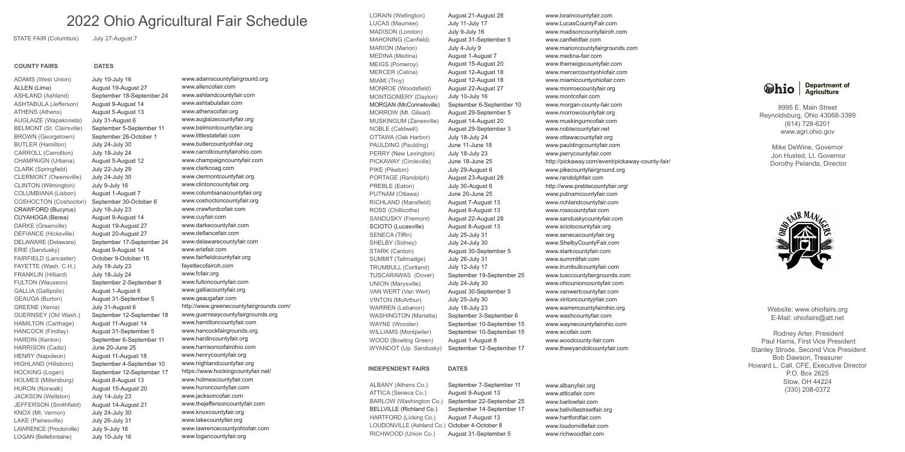# 2022 Ohio Agricultural Fair Schedule

STATE FAIR (Columbus) July 27-August 7

| COUNTY FAIRS | DATES | |
|---|---|---|
| ADAMS (West Union) | July 10-July 16 | www.adamscountyfairground.org |
| ALLEN (Lima) | August 19-August 27 | www.allencofair.com |
| ASHLAND (Ashland) | September 18-September 24 | www.ashlandcountyfair.com |
| ASHTABULA (Jefferson) | August 9-August 14 | www.ashtabulafair.com |
| ATHENS (Athens) | August 5-August 13 | www.athenscofair.org |
| AUGLAIZE (Wapakoneta) | July 31-August 6 | www.auglaizecountyfair.org |
| BELMONT (St. Clairsville) | September 5-September 11 | www.belmontcountyfair.org |
| BROWN (Georgetown) | September 26-October 1 | www.littlestatefair.com |
| BUTLER (Hamilton) | July 24-July 30 | www.butlercountyohfair.org |
| CARROLL (Carrollton) | July 18-July 24 | www.carrollcountyfairohio.com |
| CHAMPAIGN (Urbana) | August 5-August 12 | www.champaigncountyfair.com |
| CLARK (Springfield) | July 22-July 29 | www.clarkcoag.com |
| CLERMONT (Owensville) | July 24-July 30 | www.clermontcountyfair.org |
| CLINTON (Wilmington) | July 9-July 16 | www.clintoncountyfair.org |
| COLUMBIANA (Lisbon) | August 1-August 7 | www.columbianacountyfair.org |
| COSHOCTON (Coshocton) | September 30-October 6 | www.coshoctoncountyfair.org |
| CRAWFORD (Bucyrus) | July 18-July 23 | www.crawfordcofair.com |
| CUYAHOGA (Berea) | August 9-August 14 | www.cuyfair.com |
| DARKE (Greenville) | August 19-August 27 | www.darkecountyfair.com |
| DEFIANCE (Hicksville) | August 20-August 27 | www.defiancefair.com |
| DELAWARE (Delaware) | September 17-September 24 | www.delawarecountyfair.com |
| ERIE (Sandusky) | August 9-August 14 | www.eriefair.com |
| FAIRFIELD (Lancaster) | October 9-October 15 | www.fairfieldcountyfair.org |
| FAYETTE (Wash. C.H.) | July 18-July 23 | fayettecofairoh.com |
| FRANKLIN (Hilliard) | July 18-July 24 | www.fcfair.org |
| FULTON (Wauseon) | September 2-September 8 | www.fultoncountyfair.com |
| GALLIA (Gallipolis) | August 1-August 6 | www.galliacountyfair.org |
| GEAUGA (Burton) | August 31-September 5 | www.geaugafair.com |
| GREENE (Xenia) | July 31-August 6 | http://www.greenecountyfairgrounds.com/ |
| GUERNSEY (Old Wash.) | September 12-September 18 | www.guernseycountyfairgrounds.org |
| HAMILTON (Carthage) | August 11-August 14 | www.hamiltoncountyfair.com |
| HANCOCK (Findlay) | August 31-September 5 | www.hancockfairgrounds.org |
| HARDIN (Kenton) | September 6-September 11 | www.hardincountyfair.org |
| HARRISON (Cadiz) | June 20-June 25 | www.harrisoncofairohio.com |
| HENRY (Napoleon) | August 11-August 18 | www.henrycountyfair.org |
| HIGHLAND (Hillsboro) | September 4-September 10 | www.highlandcountyfair.org |
| HOCKING (Logan) | September 12-September 17 | https://www.hockingcountyfair.net/ |
| HOLMES (Millersburg) | August 8-August 13 | www.holmescountyfair.com |
| HURON (Norwalk) | August 15-August 20 | www.huroncountyfair.com |
| JACKSON (Wellston) | July 14-July 23 | www.jacksoncofair.com |
| JEFFERSON (Smithfield) | August 14-August 21 | www.thejeffersoncountyfair.com |
| KNOX (Mt. Vernon) | July 24-July 30 | www.knoxcountyfair.org |
| LAKE (Painesville) | July 26-July 31 | www.lakecountyfair.org |
| LAWRENCE (Proctorville) | July 9-July 16 | www.lawrencecountyohiofair.com |
| LOGAN (Bellefontaine) | July 10-July 16 | www.logancountyfair.org |
| LORAIN (Wellington) | August 21-August 28 | www.loraincountyfair.com |
| LUCAS (Maumee) | July 11-July 17 | www.LucasCountyFair.com |
| MADISON (London) | July 9-July 16 | www.madisoncountyfairoh.com |
| MAHONING (Canfield) | August 31-September 5 | www.canfieldfair.com |
| MARION (Marion) | July 4-July 9 | www.marioncountyfairgrounds.com |
| MEDINA (Medina) | August 1-August 7 | www.medina-fair.com |
| MEIGS (Pomeroy) | August 15-August 20 | www.themeigscountyfair.com |
| MERCER (Celina) | August 12-August 18 | www.mercercountyohiofair.com |
| MIAMI (Troy) | August 12-August 18 | www.miamicountyohiofair.com |
| MONROE (Woodsfield) | August 22-August 27 | www.monroecountyfair.org |
| MONTGOMERY (Dayton) | July 10-July 16 | www.montcofair.com |
| MORGAN (McConnelsville) | September 6-September 10 | www.morgan-county-fair.com |
| MORROW (Mt. Gilead) | August 29-September 5 | www.morrowcountyfair.org |
| MUSKINGUM (Zanesville) | August 14-August 20 | www.muskingumcofair.com |
| NOBLE (Caldwell) | August 29-September 3 | www.noblecountyfair.net |
| OTTAWA (Oak Harbor) | July 18-July 24 | www.ottawacountyfair.org |
| PAULDING (Paulding) | June 11-June 18 | www.pauldingcountyfair.com |
| PERRY (New Lexington) | July 18-July 23 | www.perrycountyfair.com |
| PICKAWAY (Circleville) | June 18-June 25 | http://pickaway.com/event/pickaway-county-fair/ |
| PIKE (Piketon) | July 29-August 6 | www.pikecountyfairground.org |
| PORTAGE (Randolph) | August 23-August 28 | www.randolphfair.com |
| PREBLE (Eaton) | July 30-August 6 | http://www.preblecountyfair.org/ |
| PUTNAM (Ottawa) | June 20-June 25 | www.putnamcountyfair.com |
| RICHLAND (Mansfield) | August 7-August 13 | www.richlandcountyfair.com |
| ROSS (Chillicothe) | August 6-August 13 | www.rosscountyfair.com |
| SANDUSKY (Fremont) | August 22-August 28 | www.sanduskycountyfair.com |
| SCIOTO (Lucasville) | August 8-August 13 | www.sciotocountyfair.org |
| SENECA (Tiffin) | July 25-July 31 | www.senecacountyfair.org |
| SHELBY (Sidney) | July 24-July 30 | www.ShelbyCountyFair.com |
| STARK (Canton) | August 30-September 5 | www.starkcountyfair.com |
| SUMMIT (Tallmadge) | July 26-July 31 | www.summitfair.com |
| TRUMBULL (Cortland) | July 12-July 17 | www.trumbullcountyfair.com |
| TUSCARAWAS (Dover) | September 19-September 25 | www.tusccountyfairgrounds.com |
| UNION (Marysville) | July 24-July 30 | www.ohiounioncountyfair.com |
| VAN WERT (Van Wert) | August 30-September 5 | www.vanwertcountyfair.com |
| VINTON (McArthur) | July 25-July 30 | www.vintoncountyjrfair.com |
| WARREN (Lebanon) | July 18-July 23 | www.warrencountyfairohio.org |
| WASHINGTON (Marietta) | September 3-September 6 | www.washcountyfair.com |
| WAYNE (Wooster) | September 10-September 15 | www.waynecountyfairohio.com |
| WILLIAMS (Montpelier) | September 10-September 15 | www.wcofair.com |
| WOOD (Bowling Green) | August 1-August 8 | www.woodcounty-fair.com |
| WYANDOT (Up. Sandusky) | September 12-September 17 | www.thewyandotcountyfair.com |

| INDEPENDENT FAIRS | DATES | |
|---|---|---|
| ALBANY (Athens Co.) | September 7-September 11 | www.albanyfair.org |
| ATTICA (Seneca Co.) | August 9-August 13 | www.atticafair.com |
| BARLOW (Washington Co.) | September 22-September 25 | www.barlowfair.com |
| BELLVILLE (Richland Co.) | September 14-September 17 | www.bellvillestreetfair.org |
| HARTFORD (Licking Co.) | August 7-August 13 | www.hartfordfair.com |
| LOUDONVILLE (Ashland Co.) | October 4-October 8 | www.loudonvillefair.com |
| RICHWOOD (Union Co.) | August 31-September 5 | www.richwoodfair.com |

Ohio Department of Agriculture

8995 E. Main Street
Reynoldsburg, Ohio 43068-3399
(614) 728-6201
www.agri.ohio.gov

Mike DeWine, Governor
Jon Husted, Lt. Governor
Dorothy Pelanda, Director

Website: www.ohiofairs.org
E-Mail: ohiofairs@att.net

Rodney Arter, President
Paul Harris, First Vice President
Stanley Strode, Second Vice President
Bob Dawson, Treasurer
Howard L. Call, CFE, Executive Director
P.O. Box 2625
Stow, OH 44224
(330) 208-0372